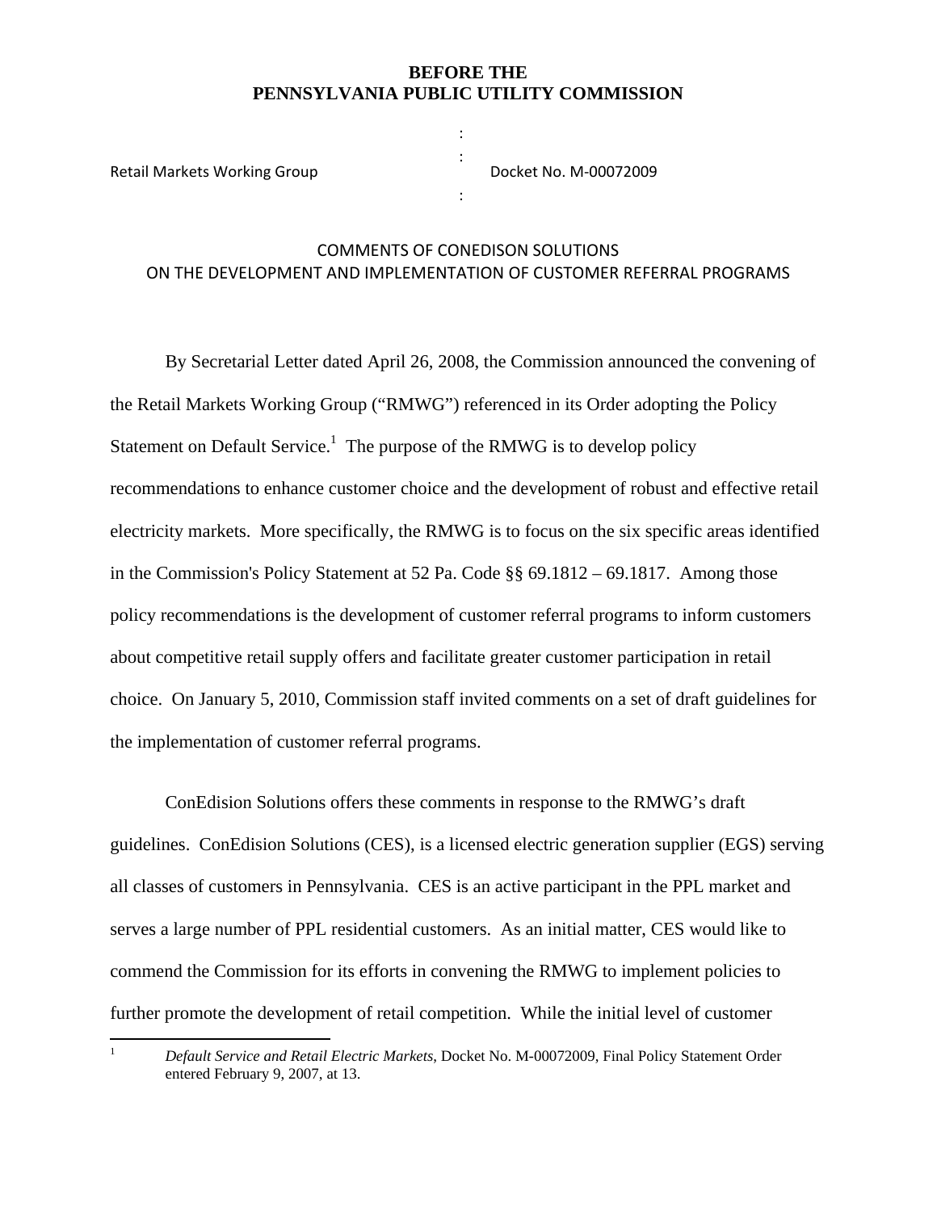**BEFORE THE**
**PENNSYLVANIA PUBLIC UTILITY COMMISSION**

| | | |
|---|---|---|
| | : | |
| | : | |
| Retail Markets Working Group | | Docket No. M-00072009 |
| | : | |

COMMENTS OF CONEDISON SOLUTIONS
ON THE DEVELOPMENT AND IMPLEMENTATION OF CUSTOMER REFERRAL PROGRAMS

By Secretarial Letter dated April 26, 2008, the Commission announced the convening of the Retail Markets Working Group ("RMWG") referenced in its Order adopting the Policy Statement on Default Service.[1] The purpose of the RMWG is to develop policy recommendations to enhance customer choice and the development of robust and effective retail electricity markets. More specifically, the RMWG is to focus on the six specific areas identified in the Commission's Policy Statement at 52 Pa. Code §§ 69.1812 – 69.1817. Among those policy recommendations is the development of customer referral programs to inform customers about competitive retail supply offers and facilitate greater customer participation in retail choice. On January 5, 2010, Commission staff invited comments on a set of draft guidelines for the implementation of customer referral programs.

ConEdision Solutions offers these comments in response to the RMWG's draft guidelines. ConEdision Solutions (CES), is a licensed electric generation supplier (EGS) serving all classes of customers in Pennsylvania. CES is an active participant in the PPL market and serves a large number of PPL residential customers. As an initial matter, CES would like to commend the Commission for its efforts in convening the RMWG to implement policies to further promote the development of retail competition. While the initial level of customer

---

[1] *Default Service and Retail Electric Markets*, Docket No. M-00072009, Final Policy Statement Order entered February 9, 2007, at 13.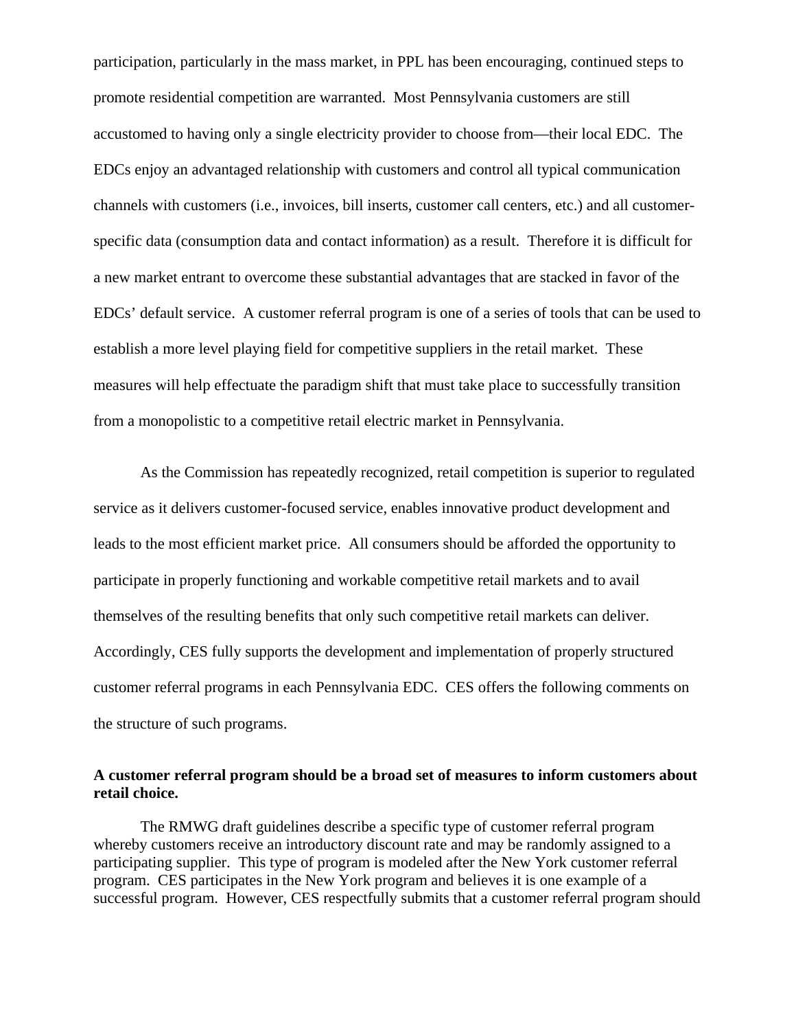participation, particularly in the mass market, in PPL has been encouraging, continued steps to promote residential competition are warranted. Most Pennsylvania customers are still accustomed to having only a single electricity provider to choose from—their local EDC. The EDCs enjoy an advantaged relationship with customers and control all typical communication channels with customers (i.e., invoices, bill inserts, customer call centers, etc.) and all customer-specific data (consumption data and contact information) as a result. Therefore it is difficult for a new market entrant to overcome these substantial advantages that are stacked in favor of the EDCs' default service. A customer referral program is one of a series of tools that can be used to establish a more level playing field for competitive suppliers in the retail market. These measures will help effectuate the paradigm shift that must take place to successfully transition from a monopolistic to a competitive retail electric market in Pennsylvania.

As the Commission has repeatedly recognized, retail competition is superior to regulated service as it delivers customer-focused service, enables innovative product development and leads to the most efficient market price. All consumers should be afforded the opportunity to participate in properly functioning and workable competitive retail markets and to avail themselves of the resulting benefits that only such competitive retail markets can deliver. Accordingly, CES fully supports the development and implementation of properly structured customer referral programs in each Pennsylvania EDC. CES offers the following comments on the structure of such programs.

**A customer referral program should be a broad set of measures to inform customers about retail choice.**

The RMWG draft guidelines describe a specific type of customer referral program whereby customers receive an introductory discount rate and may be randomly assigned to a participating supplier. This type of program is modeled after the New York customer referral program. CES participates in the New York program and believes it is one example of a successful program. However, CES respectfully submits that a customer referral program should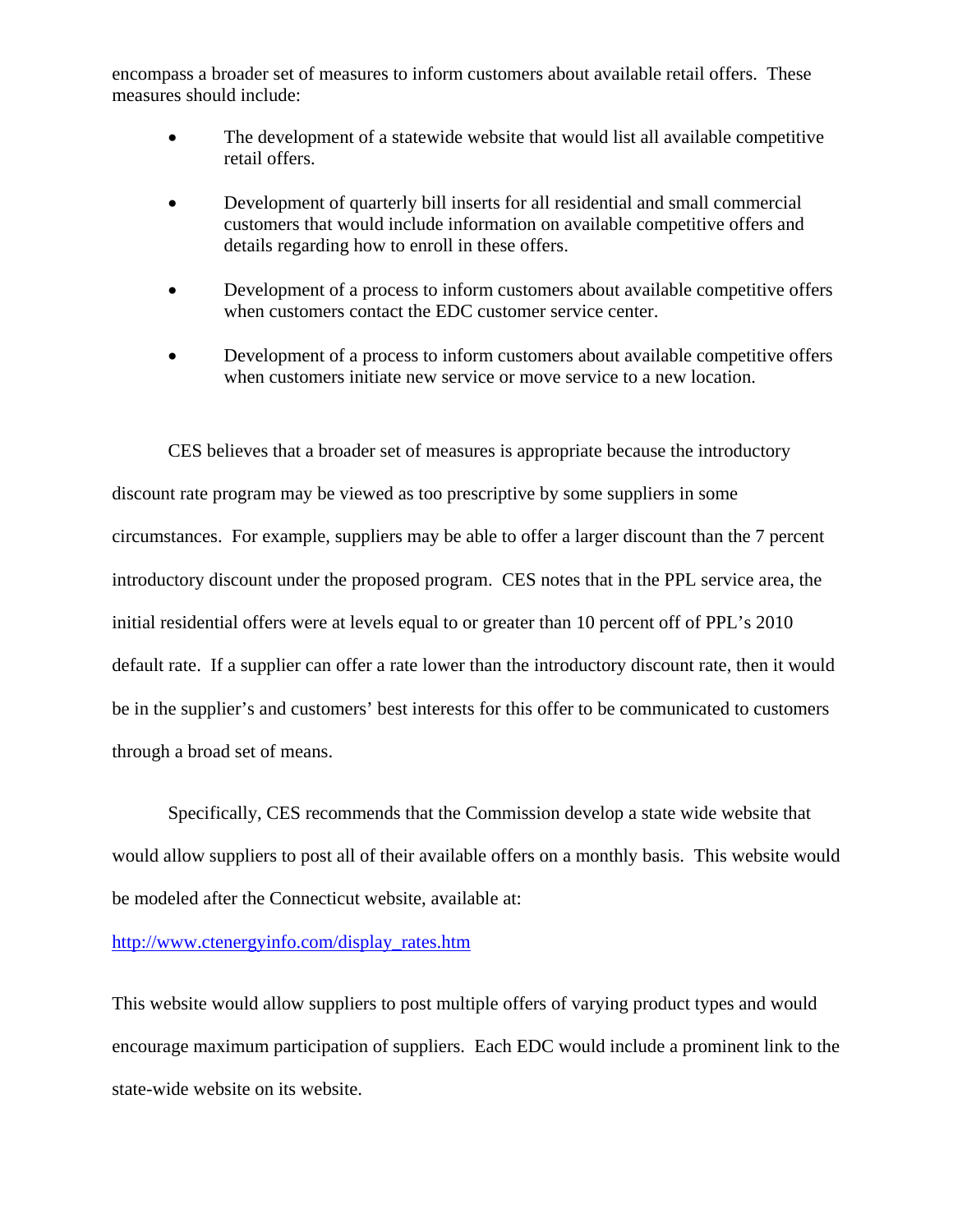encompass a broader set of measures to inform customers about available retail offers. These measures should include:

- The development of a statewide website that would list all available competitive retail offers.
- Development of quarterly bill inserts for all residential and small commercial customers that would include information on available competitive offers and details regarding how to enroll in these offers.
- Development of a process to inform customers about available competitive offers when customers contact the EDC customer service center.
- Development of a process to inform customers about available competitive offers when customers initiate new service or move service to a new location.

CES believes that a broader set of measures is appropriate because the introductory discount rate program may be viewed as too prescriptive by some suppliers in some circumstances. For example, suppliers may be able to offer a larger discount than the 7 percent introductory discount under the proposed program. CES notes that in the PPL service area, the initial residential offers were at levels equal to or greater than 10 percent off of PPL's 2010 default rate. If a supplier can offer a rate lower than the introductory discount rate, then it would be in the supplier's and customers' best interests for this offer to be communicated to customers through a broad set of means.

Specifically, CES recommends that the Commission develop a state wide website that would allow suppliers to post all of their available offers on a monthly basis. This website would be modeled after the Connecticut website, available at:

http://www.ctenergyinfo.com/display_rates.htm

This website would allow suppliers to post multiple offers of varying product types and would encourage maximum participation of suppliers. Each EDC would include a prominent link to the state-wide website on its website.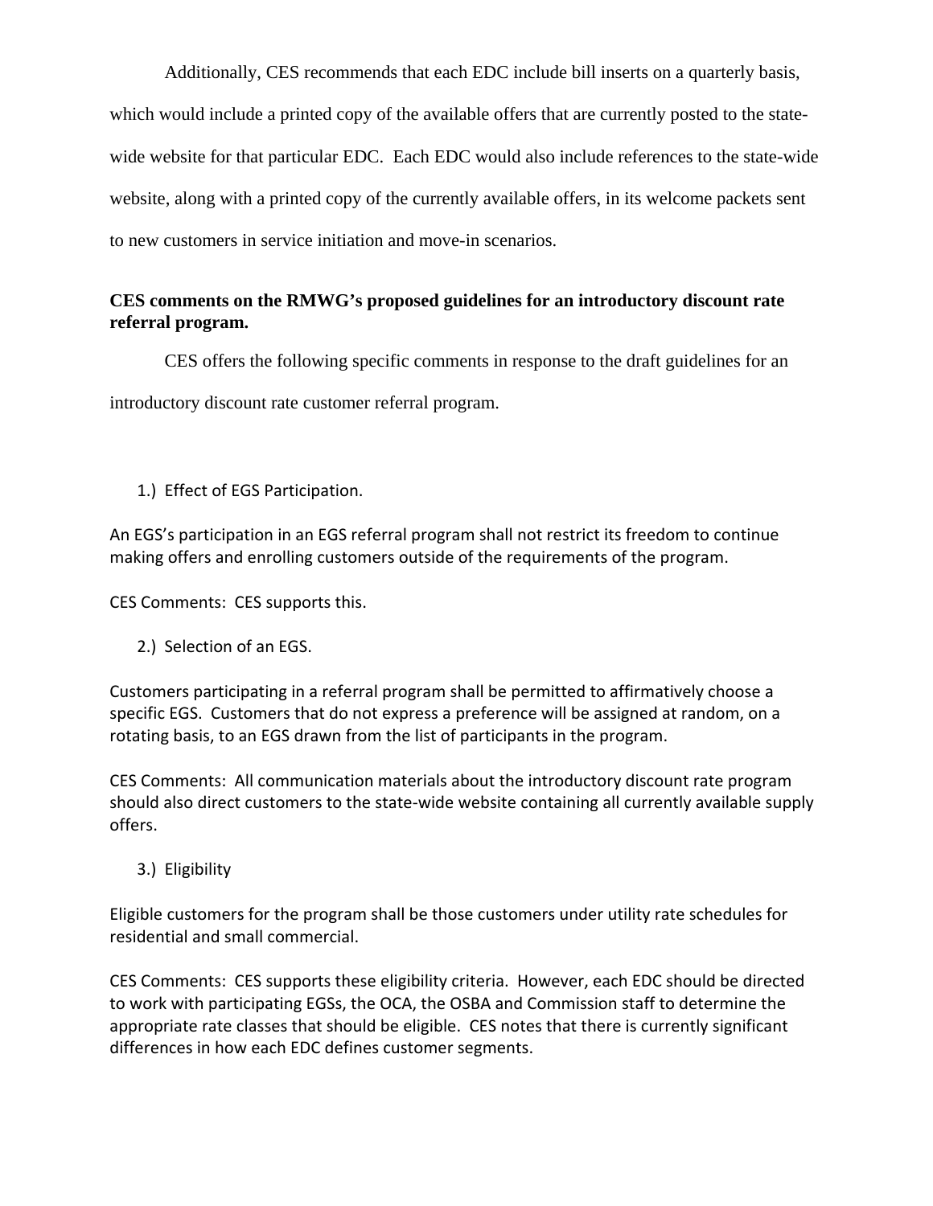Additionally, CES recommends that each EDC include bill inserts on a quarterly basis, which would include a printed copy of the available offers that are currently posted to the state-wide website for that particular EDC. Each EDC would also include references to the state-wide website, along with a printed copy of the currently available offers, in its welcome packets sent to new customers in service initiation and move-in scenarios.

**CES comments on the RMWG's proposed guidelines for an introductory discount rate referral program.**

CES offers the following specific comments in response to the draft guidelines for an introductory discount rate customer referral program.

1.) Effect of EGS Participation.

An EGS's participation in an EGS referral program shall not restrict its freedom to continue making offers and enrolling customers outside of the requirements of the program.

CES Comments: CES supports this.

2.) Selection of an EGS.

Customers participating in a referral program shall be permitted to affirmatively choose a specific EGS. Customers that do not express a preference will be assigned at random, on a rotating basis, to an EGS drawn from the list of participants in the program.

CES Comments: All communication materials about the introductory discount rate program should also direct customers to the state-wide website containing all currently available supply offers.

3.) Eligibility

Eligible customers for the program shall be those customers under utility rate schedules for residential and small commercial.

CES Comments: CES supports these eligibility criteria. However, each EDC should be directed to work with participating EGSs, the OCA, the OSBA and Commission staff to determine the appropriate rate classes that should be eligible. CES notes that there is currently significant differences in how each EDC defines customer segments.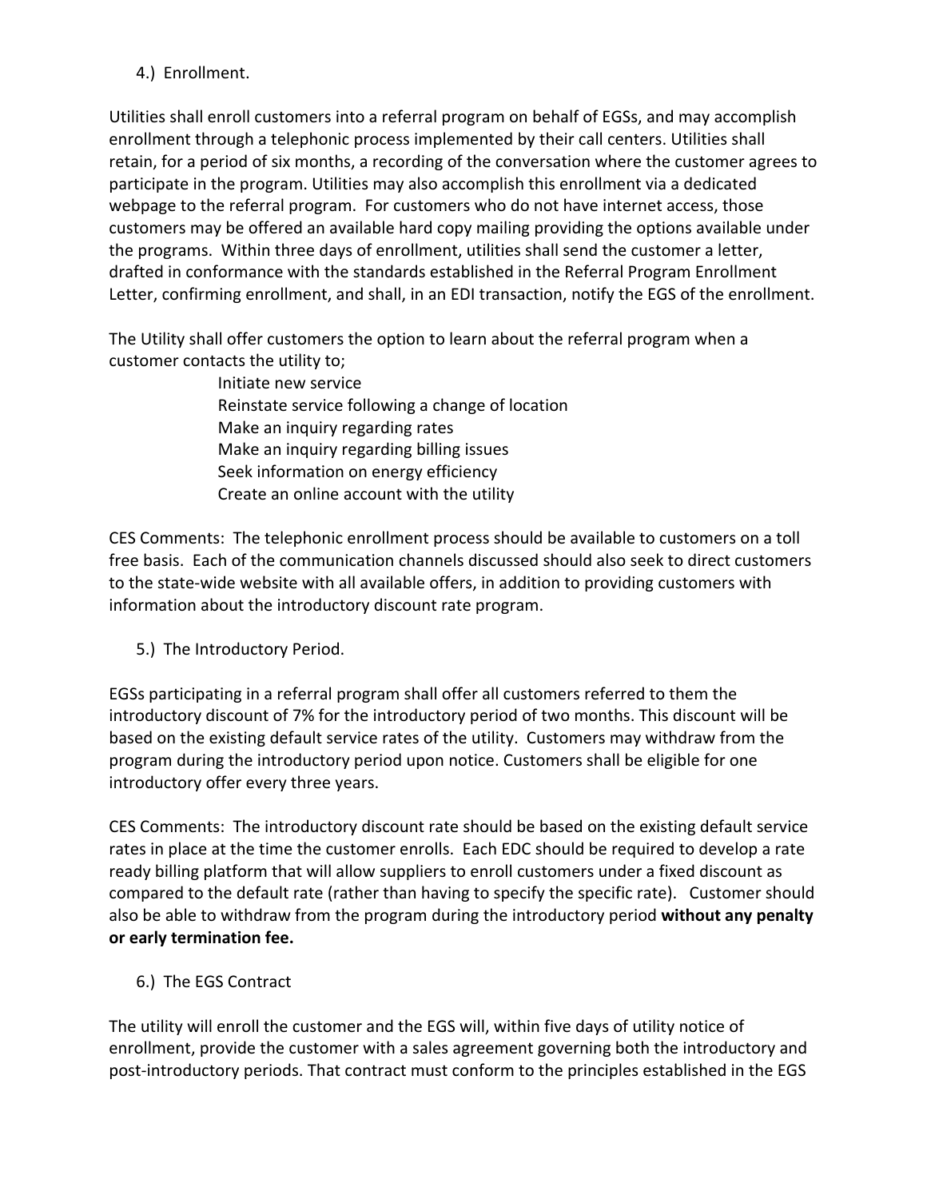4.) Enrollment.

Utilities shall enroll customers into a referral program on behalf of EGSs, and may accomplish enrollment through a telephonic process implemented by their call centers. Utilities shall retain, for a period of six months, a recording of the conversation where the customer agrees to participate in the program. Utilities may also accomplish this enrollment via a dedicated webpage to the referral program. For customers who do not have internet access, those customers may be offered an available hard copy mailing providing the options available under the programs. Within three days of enrollment, utilities shall send the customer a letter, drafted in conformance with the standards established in the Referral Program Enrollment Letter, confirming enrollment, and shall, in an EDI transaction, notify the EGS of the enrollment.

The Utility shall offer customers the option to learn about the referral program when a customer contacts the utility to;

- Initiate new service
- Reinstate service following a change of location
- Make an inquiry regarding rates
- Make an inquiry regarding billing issues
- Seek information on energy efficiency
- Create an online account with the utility

CES Comments: The telephonic enrollment process should be available to customers on a toll free basis. Each of the communication channels discussed should also seek to direct customers to the state-wide website with all available offers, in addition to providing customers with information about the introductory discount rate program.

5.) The Introductory Period.

EGSs participating in a referral program shall offer all customers referred to them the introductory discount of 7% for the introductory period of two months. This discount will be based on the existing default service rates of the utility. Customers may withdraw from the program during the introductory period upon notice. Customers shall be eligible for one introductory offer every three years.

CES Comments: The introductory discount rate should be based on the existing default service rates in place at the time the customer enrolls. Each EDC should be required to develop a rate ready billing platform that will allow suppliers to enroll customers under a fixed discount as compared to the default rate (rather than having to specify the specific rate). Customer should also be able to withdraw from the program during the introductory period **without any penalty or early termination fee.**

6.) The EGS Contract

The utility will enroll the customer and the EGS will, within five days of utility notice of enrollment, provide the customer with a sales agreement governing both the introductory and post-introductory periods. That contract must conform to the principles established in the EGS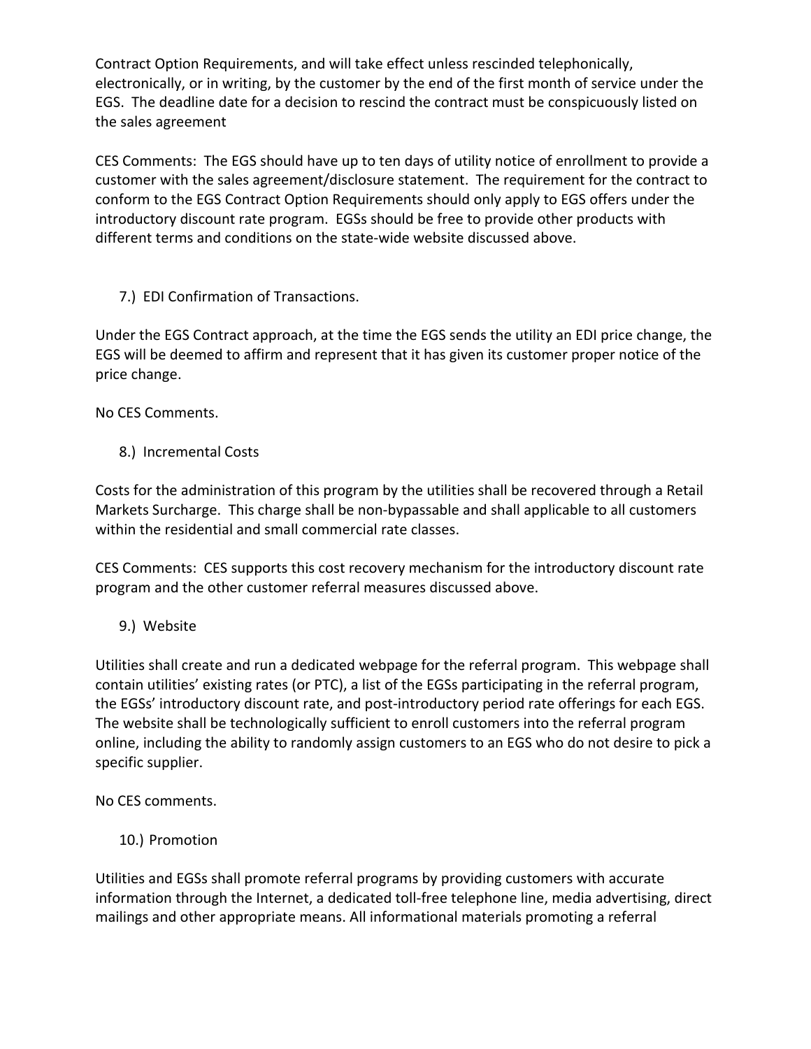Contract Option Requirements, and will take effect unless rescinded telephonically, electronically, or in writing, by the customer by the end of the first month of service under the EGS. The deadline date for a decision to rescind the contract must be conspicuously listed on the sales agreement

CES Comments: The EGS should have up to ten days of utility notice of enrollment to provide a customer with the sales agreement/disclosure statement. The requirement for the contract to conform to the EGS Contract Option Requirements should only apply to EGS offers under the introductory discount rate program. EGSs should be free to provide other products with different terms and conditions on the state-wide website discussed above.

7.) EDI Confirmation of Transactions.

Under the EGS Contract approach, at the time the EGS sends the utility an EDI price change, the EGS will be deemed to affirm and represent that it has given its customer proper notice of the price change.

No CES Comments.

8.) Incremental Costs

Costs for the administration of this program by the utilities shall be recovered through a Retail Markets Surcharge. This charge shall be non-bypassable and shall applicable to all customers within the residential and small commercial rate classes.

CES Comments: CES supports this cost recovery mechanism for the introductory discount rate program and the other customer referral measures discussed above.

9.) Website

Utilities shall create and run a dedicated webpage for the referral program. This webpage shall contain utilities' existing rates (or PTC), a list of the EGSs participating in the referral program, the EGSs' introductory discount rate, and post-introductory period rate offerings for each EGS. The website shall be technologically sufficient to enroll customers into the referral program online, including the ability to randomly assign customers to an EGS who do not desire to pick a specific supplier.

No CES comments.

10.) Promotion

Utilities and EGSs shall promote referral programs by providing customers with accurate information through the Internet, a dedicated toll-free telephone line, media advertising, direct mailings and other appropriate means. All informational materials promoting a referral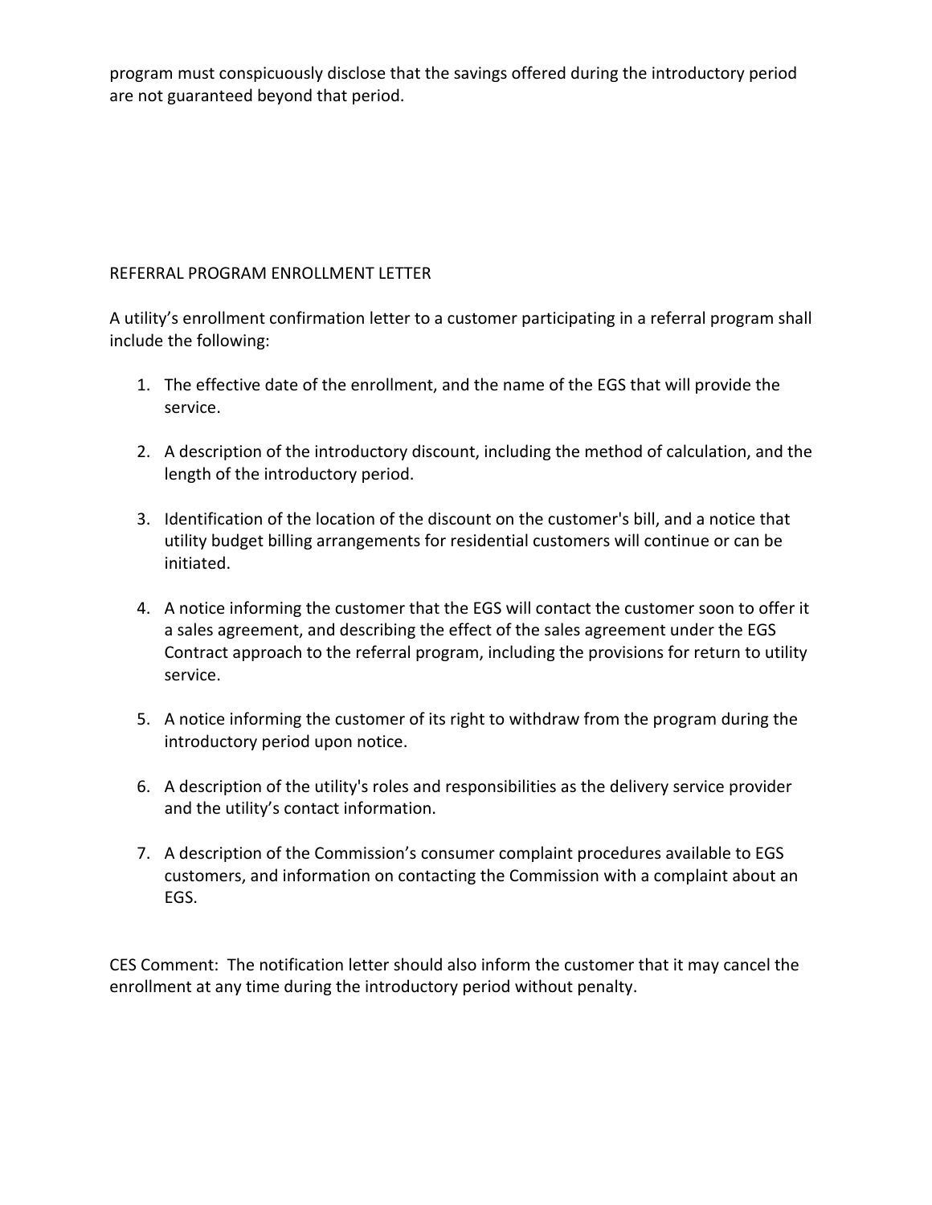program must conspicuously disclose that the savings offered during the introductory period are not guaranteed beyond that period.

REFERRAL PROGRAM ENROLLMENT LETTER

A utility's enrollment confirmation letter to a customer participating in a referral program shall include the following:

1. The effective date of the enrollment, and the name of the EGS that will provide the service.

2. A description of the introductory discount, including the method of calculation, and the length of the introductory period.

3. Identification of the location of the discount on the customer's bill, and a notice that utility budget billing arrangements for residential customers will continue or can be initiated.

4. A notice informing the customer that the EGS will contact the customer soon to offer it a sales agreement, and describing the effect of the sales agreement under the EGS Contract approach to the referral program, including the provisions for return to utility service.

5. A notice informing the customer of its right to withdraw from the program during the introductory period upon notice.

6. A description of the utility's roles and responsibilities as the delivery service provider and the utility's contact information.

7. A description of the Commission's consumer complaint procedures available to EGS customers, and information on contacting the Commission with a complaint about an EGS.

CES Comment: The notification letter should also inform the customer that it may cancel the enrollment at any time during the introductory period without penalty.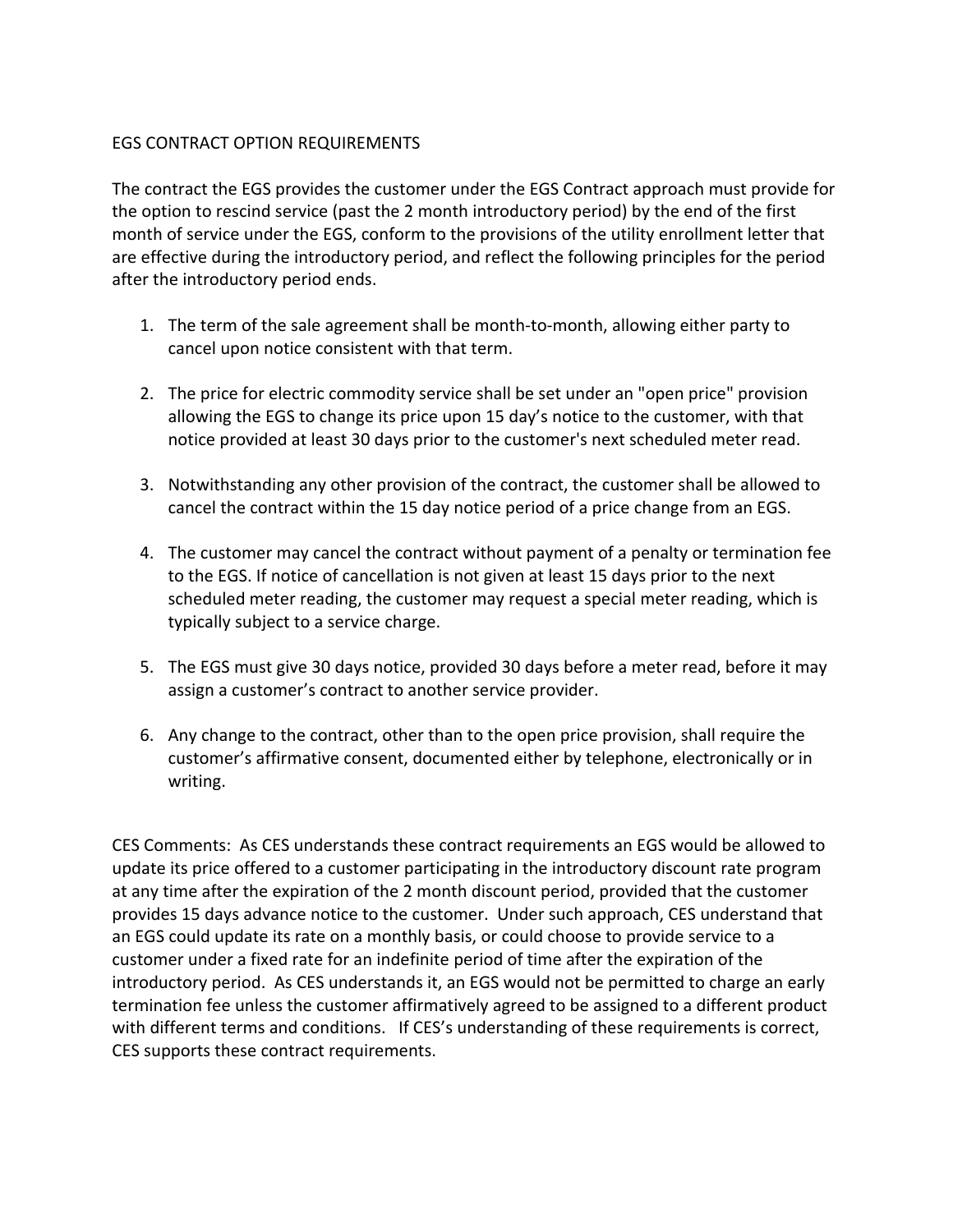EGS CONTRACT OPTION REQUIREMENTS

The contract the EGS provides the customer under the EGS Contract approach must provide for the option to rescind service (past the 2 month introductory period) by the end of the first month of service under the EGS, conform to the provisions of the utility enrollment letter that are effective during the introductory period, and reflect the following principles for the period after the introductory period ends.

1. The term of the sale agreement shall be month-to-month, allowing either party to cancel upon notice consistent with that term.

2. The price for electric commodity service shall be set under an "open price" provision allowing the EGS to change its price upon 15 day's notice to the customer, with that notice provided at least 30 days prior to the customer's next scheduled meter read.

3. Notwithstanding any other provision of the contract, the customer shall be allowed to cancel the contract within the 15 day notice period of a price change from an EGS.

4. The customer may cancel the contract without payment of a penalty or termination fee to the EGS. If notice of cancellation is not given at least 15 days prior to the next scheduled meter reading, the customer may request a special meter reading, which is typically subject to a service charge.

5. The EGS must give 30 days notice, provided 30 days before a meter read, before it may assign a customer's contract to another service provider.

6. Any change to the contract, other than to the open price provision, shall require the customer's affirmative consent, documented either by telephone, electronically or in writing.

CES Comments: As CES understands these contract requirements an EGS would be allowed to update its price offered to a customer participating in the introductory discount rate program at any time after the expiration of the 2 month discount period, provided that the customer provides 15 days advance notice to the customer. Under such approach, CES understand that an EGS could update its rate on a monthly basis, or could choose to provide service to a customer under a fixed rate for an indefinite period of time after the expiration of the introductory period. As CES understands it, an EGS would not be permitted to charge an early termination fee unless the customer affirmatively agreed to be assigned to a different product with different terms and conditions. If CES's understanding of these requirements is correct, CES supports these contract requirements.